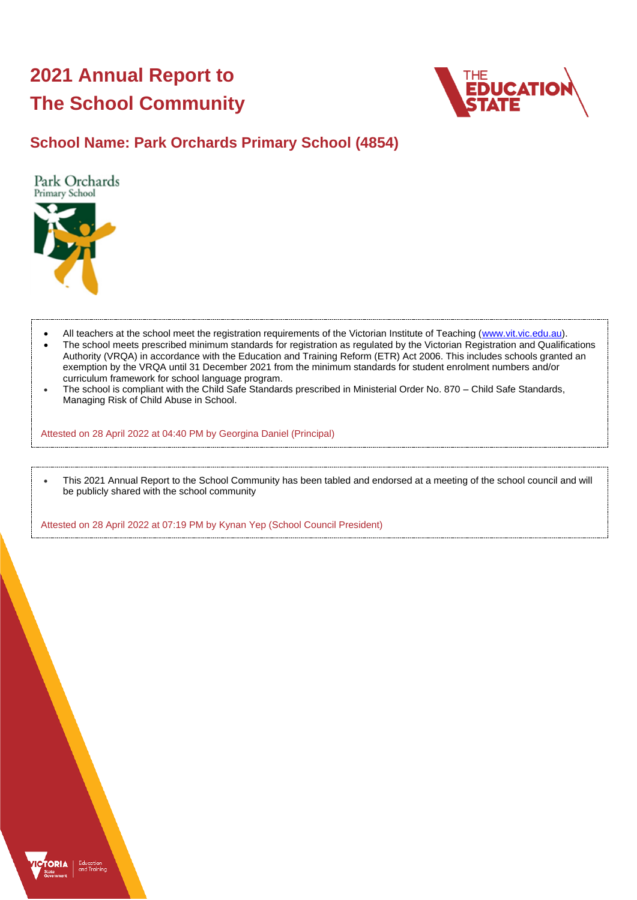# 2021 Annual Report to The School Community

## School Name: Park Orchards Primary School (4854)

- All teachers at the school meet the registration requirements of the Victorian Institute of Teaching (www.vit.vic.edu.au).
- The school meets prescribed minimum standards for registration as regulated by the Victorian Registration and Qualifications Authority (VRQA) in accordance with the Education and Training Reform (ETR) Act 2006. This includes schools granted an exemption by the VRQA until 31 December 2021 from the minimum standards for student enrolment numbers and/or curriculum framework for school language program.
- The school is compliant with the Child Safe Standards prescribed in Ministerial Order No. 870 – Child Safe Standards, Managing Risk of Child Abuse in School.

Attested on 28 April 2022 at 04:40 PM by Georgina Daniel (Principal)

- This 2021 Annual Report to the School Community has been tabled and endorsed at a meeting of the school council and will be publicly shared with the school community

Attested on 28 April 2022 at 07:19 PM by Kynan Yep (School Council President)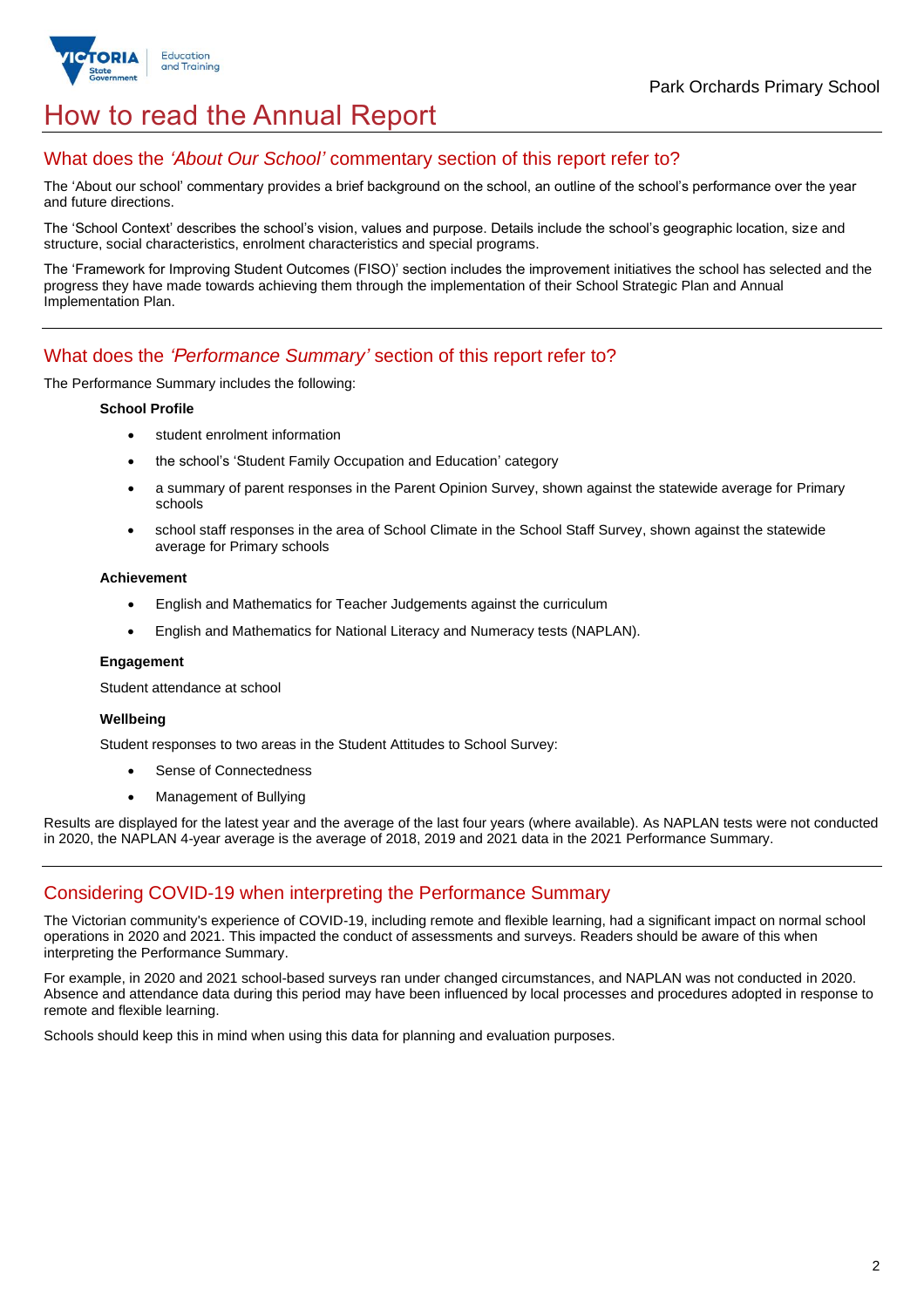# How to read the Annual Report

## What does the *'About Our School'* commentary section of this report refer to?

The 'About our school' commentary provides a brief background on the school, an outline of the school's performance over the year and future directions.

The 'School Context' describes the school's vision, values and purpose. Details include the school's geographic location, size and structure, social characteristics, enrolment characteristics and special programs.

The 'Framework for Improving Student Outcomes (FISO)' section includes the improvement initiatives the school has selected and the progress they have made towards achieving them through the implementation of their School Strategic Plan and Annual Implementation Plan.

## What does the *'Performance Summary'* section of this report refer to?

The Performance Summary includes the following:

**School Profile**

- student enrolment information
- the school's 'Student Family Occupation and Education' category
- a summary of parent responses in the Parent Opinion Survey, shown against the statewide average for Primary schools
- school staff responses in the area of School Climate in the School Staff Survey, shown against the statewide average for Primary schools

**Achievement**

- English and Mathematics for Teacher Judgements against the curriculum
- English and Mathematics for National Literacy and Numeracy tests (NAPLAN).

**Engagement**

Student attendance at school

**Wellbeing**

Student responses to two areas in the Student Attitudes to School Survey:

- Sense of Connectedness
- Management of Bullying

Results are displayed for the latest year and the average of the last four years (where available). As NAPLAN tests were not conducted in 2020, the NAPLAN 4-year average is the average of 2018, 2019 and 2021 data in the 2021 Performance Summary.

## Considering COVID-19 when interpreting the Performance Summary

The Victorian community's experience of COVID-19, including remote and flexible learning, had a significant impact on normal school operations in 2020 and 2021. This impacted the conduct of assessments and surveys. Readers should be aware of this when interpreting the Performance Summary.

For example, in 2020 and 2021 school-based surveys ran under changed circumstances, and NAPLAN was not conducted in 2020. Absence and attendance data during this period may have been influenced by local processes and procedures adopted in response to remote and flexible learning.

Schools should keep this in mind when using this data for planning and evaluation purposes.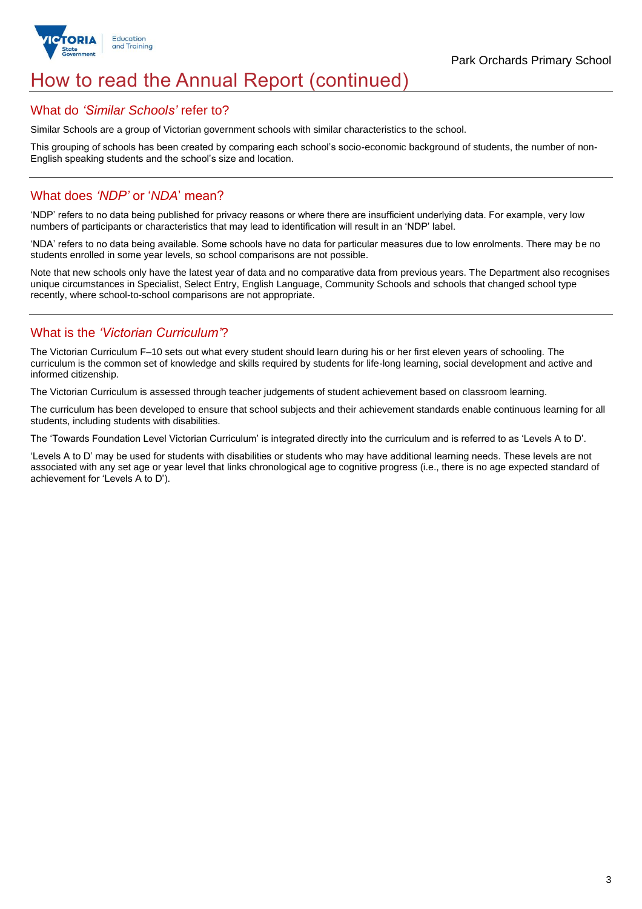# How to read the Annual Report (continued)

## What do *'Similar Schools'* refer to?

Similar Schools are a group of Victorian government schools with similar characteristics to the school.

This grouping of schools has been created by comparing each school's socio-economic background of students, the number of non-English speaking students and the school's size and location.

## What does *'NDP'* or '*NDA*' mean?

'NDP' refers to no data being published for privacy reasons or where there are insufficient underlying data. For example, very low numbers of participants or characteristics that may lead to identification will result in an 'NDP' label.

'NDA' refers to no data being available. Some schools have no data for particular measures due to low enrolments. There may be no students enrolled in some year levels, so school comparisons are not possible.

Note that new schools only have the latest year of data and no comparative data from previous years. The Department also recognises unique circumstances in Specialist, Select Entry, English Language, Community Schools and schools that changed school type recently, where school-to-school comparisons are not appropriate.

## What is the *'Victorian Curriculum'*?

The Victorian Curriculum F–10 sets out what every student should learn during his or her first eleven years of schooling. The curriculum is the common set of knowledge and skills required by students for life-long learning, social development and active and informed citizenship.

The Victorian Curriculum is assessed through teacher judgements of student achievement based on classroom learning.

The curriculum has been developed to ensure that school subjects and their achievement standards enable continuous learning for all students, including students with disabilities.

The 'Towards Foundation Level Victorian Curriculum' is integrated directly into the curriculum and is referred to as 'Levels A to D'.

'Levels A to D' may be used for students with disabilities or students who may have additional learning needs. These levels are not associated with any set age or year level that links chronological age to cognitive progress (i.e., there is no age expected standard of achievement for 'Levels A to D').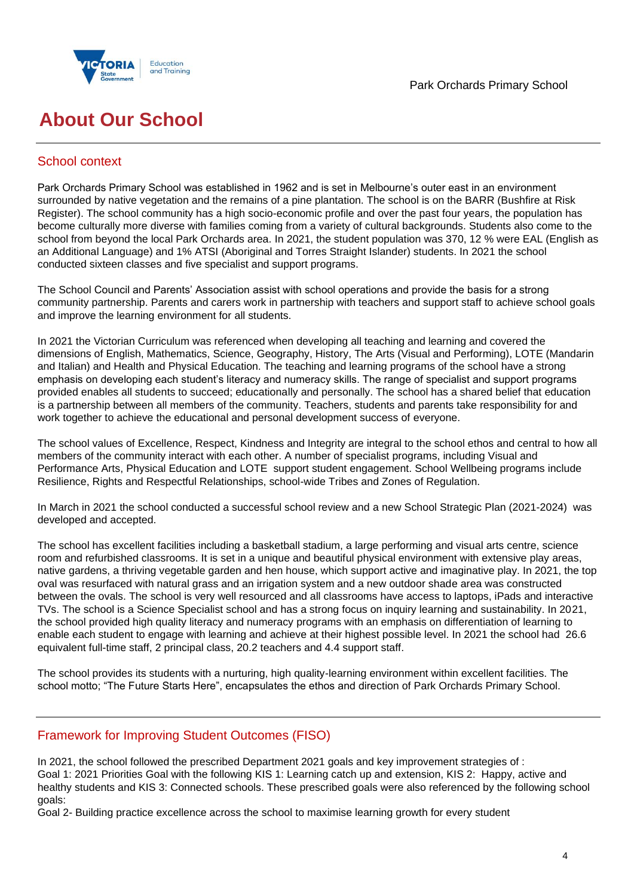# About Our School

## School context

Park Orchards Primary School was established in 1962 and is set in Melbourne's outer east in an environment surrounded by native vegetation and the remains of a pine plantation. The school is on the BARR (Bushfire at Risk Register). The school community has a high socio-economic profile and over the past four years, the population has become culturally more diverse with families coming from a variety of cultural backgrounds. Students also come to the school from beyond the local Park Orchards area. In 2021, the student population was 370, 12 % were EAL (English as an Additional Language) and 1% ATSI (Aboriginal and Torres Straight Islander) students. In 2021 the school conducted sixteen classes and five specialist and support programs.

The School Council and Parents' Association assist with school operations and provide the basis for a strong community partnership. Parents and carers work in partnership with teachers and support staff to achieve school goals and improve the learning environment for all students.

In 2021 the Victorian Curriculum was referenced when developing all teaching and learning and covered the dimensions of English, Mathematics, Science, Geography, History, The Arts (Visual and Performing), LOTE (Mandarin and Italian) and Health and Physical Education. The teaching and learning programs of the school have a strong emphasis on developing each student's literacy and numeracy skills. The range of specialist and support programs provided enables all students to succeed; educationally and personally. The school has a shared belief that education is a partnership between all members of the community. Teachers, students and parents take responsibility for and work together to achieve the educational and personal development success of everyone.

The school values of Excellence, Respect, Kindness and Integrity are integral to the school ethos and central to how all members of the community interact with each other. A number of specialist programs, including Visual and Performance Arts, Physical Education and LOTE support student engagement. School Wellbeing programs include Resilience, Rights and Respectful Relationships, school-wide Tribes and Zones of Regulation.

In March in 2021 the school conducted a successful school review and a new School Strategic Plan (2021-2024) was developed and accepted.

The school has excellent facilities including a basketball stadium, a large performing and visual arts centre, science room and refurbished classrooms. It is set in a unique and beautiful physical environment with extensive play areas, native gardens, a thriving vegetable garden and hen house, which support active and imaginative play. In 2021, the top oval was resurfaced with natural grass and an irrigation system and a new outdoor shade area was constructed between the ovals. The school is very well resourced and all classrooms have access to laptops, iPads and interactive TVs. The school is a Science Specialist school and has a strong focus on inquiry learning and sustainability. In 2021, the school provided high quality literacy and numeracy programs with an emphasis on differentiation of learning to enable each student to engage with learning and achieve at their highest possible level. In 2021 the school had 26.6 equivalent full-time staff, 2 principal class, 20.2 teachers and 4.4 support staff.

The school provides its students with a nurturing, high quality-learning environment within excellent facilities. The school motto; "The Future Starts Here", encapsulates the ethos and direction of Park Orchards Primary School.

## Framework for Improving Student Outcomes (FISO)

In 2021, the school followed the prescribed Department 2021 goals and key improvement strategies of :
Goal 1: 2021 Priorities Goal with the following KIS 1: Learning catch up and extension, KIS 2: Happy, active and healthy students and KIS 3: Connected schools. These prescribed goals were also referenced by the following school goals:
Goal 2- Building practice excellence across the school to maximise learning growth for every student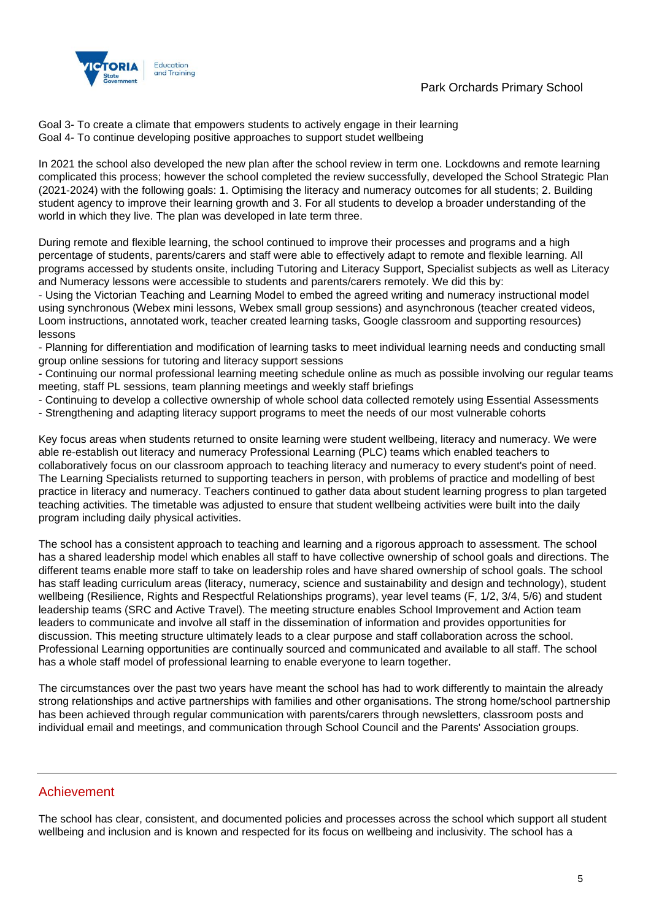Goal 3- To create a climate that empowers students to actively engage in their learning
Goal 4- To continue developing positive approaches to support studet wellbeing

In 2021 the school also developed the new plan after the school review in term one. Lockdowns and remote learning complicated this process; however the school completed the review successfully, developed the School Strategic Plan (2021-2024) with the following goals: 1. Optimising the literacy and numeracy outcomes for all students; 2. Building student agency to improve their learning growth and 3. For all students to develop a broader understanding of the world in which they live. The plan was developed in late term three.

During remote and flexible learning, the school continued to improve their processes and programs and a high percentage of students, parents/carers and staff were able to effectively adapt to remote and flexible learning. All programs accessed by students onsite, including Tutoring and Literacy Support, Specialist subjects as well as Literacy and Numeracy lessons were accessible to students and parents/carers remotely. We did this by:
- Using the Victorian Teaching and Learning Model to embed the agreed writing and numeracy instructional model using synchronous (Webex mini lessons, Webex small group sessions) and asynchronous (teacher created videos, Loom instructions, annotated work, teacher created learning tasks, Google classroom and supporting resources) lessons
- Planning for differentiation and modification of learning tasks to meet individual learning needs and conducting small group online sessions for tutoring and literacy support sessions
- Continuing our normal professional learning meeting schedule online as much as possible involving our regular teams meeting, staff PL sessions, team planning meetings and weekly staff briefings
- Continuing to develop a collective ownership of whole school data collected remotely using Essential Assessments
- Strengthening and adapting literacy support programs to meet the needs of our most vulnerable cohorts

Key focus areas when students returned to onsite learning were student wellbeing, literacy and numeracy. We were able re-establish out literacy and numeracy Professional Learning (PLC) teams which enabled teachers to collaboratively focus on our classroom approach to teaching literacy and numeracy to every student's point of need. The Learning Specialists returned to supporting teachers in person, with problems of practice and modelling of best practice in literacy and numeracy. Teachers continued to gather data about student learning progress to plan targeted teaching activities. The timetable was adjusted to ensure that student wellbeing activities were built into the daily program including daily physical activities.

The school has a consistent approach to teaching and learning and a rigorous approach to assessment. The school has a shared leadership model which enables all staff to have collective ownership of school goals and directions. The different teams enable more staff to take on leadership roles and have shared ownership of school goals. The school has staff leading curriculum areas (literacy, numeracy, science and sustainability and design and technology), student wellbeing (Resilience, Rights and Respectful Relationships programs), year level teams (F, 1/2, 3/4, 5/6) and student leadership teams (SRC and Active Travel). The meeting structure enables School Improvement and Action team leaders to communicate and involve all staff in the dissemination of information and provides opportunities for discussion. This meeting structure ultimately leads to a clear purpose and staff collaboration across the school. Professional Learning opportunities are continually sourced and communicated and available to all staff. The school has a whole staff model of professional learning to enable everyone to learn together.

The circumstances over the past two years have meant the school has had to work differently to maintain the already strong relationships and active partnerships with families and other organisations. The strong home/school partnership has been achieved through regular communication with parents/carers through newsletters, classroom posts and individual email and meetings, and communication through School Council and the Parents' Association groups.

## Achievement

The school has clear, consistent, and documented policies and processes across the school which support all student wellbeing and inclusion and is known and respected for its focus on wellbeing and inclusivity. The school has a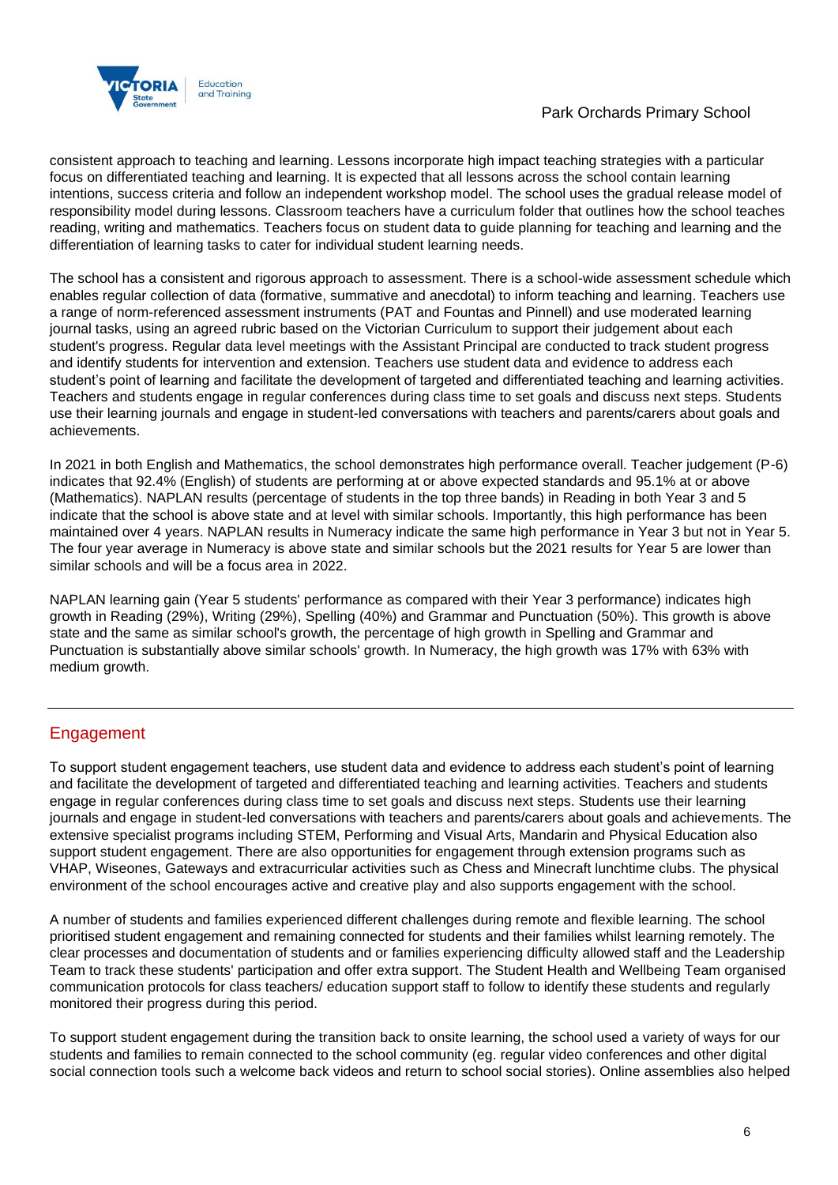consistent approach to teaching and learning. Lessons incorporate high impact teaching strategies with a particular focus on differentiated teaching and learning. It is expected that all lessons across the school contain learning intentions, success criteria and follow an independent workshop model. The school uses the gradual release model of responsibility model during lessons. Classroom teachers have a curriculum folder that outlines how the school teaches reading, writing and mathematics. Teachers focus on student data to guide planning for teaching and learning and the differentiation of learning tasks to cater for individual student learning needs.

The school has a consistent and rigorous approach to assessment. There is a school-wide assessment schedule which enables regular collection of data (formative, summative and anecdotal) to inform teaching and learning. Teachers use a range of norm-referenced assessment instruments (PAT and Fountas and Pinnell) and use moderated learning journal tasks, using an agreed rubric based on the Victorian Curriculum to support their judgement about each student's progress. Regular data level meetings with the Assistant Principal are conducted to track student progress and identify students for intervention and extension. Teachers use student data and evidence to address each student's point of learning and facilitate the development of targeted and differentiated teaching and learning activities. Teachers and students engage in regular conferences during class time to set goals and discuss next steps. Students use their learning journals and engage in student-led conversations with teachers and parents/carers about goals and achievements.

In 2021 in both English and Mathematics, the school demonstrates high performance overall. Teacher judgement (P-6) indicates that 92.4% (English) of students are performing at or above expected standards and 95.1% at or above (Mathematics). NAPLAN results (percentage of students in the top three bands) in Reading in both Year 3 and 5 indicate that the school is above state and at level with similar schools. Importantly, this high performance has been maintained over 4 years. NAPLAN results in Numeracy indicate the same high performance in Year 3 but not in Year 5. The four year average in Numeracy is above state and similar schools but the 2021 results for Year 5 are lower than similar schools and will be a focus area in 2022.

NAPLAN learning gain (Year 5 students' performance as compared with their Year 3 performance) indicates high growth in Reading (29%), Writing (29%), Spelling (40%) and Grammar and Punctuation (50%). This growth is above state and the same as similar school's growth, the percentage of high growth in Spelling and Grammar and Punctuation is substantially above similar schools' growth. In Numeracy, the high growth was 17% with 63% with medium growth.

## Engagement

To support student engagement teachers, use student data and evidence to address each student's point of learning and facilitate the development of targeted and differentiated teaching and learning activities. Teachers and students engage in regular conferences during class time to set goals and discuss next steps. Students use their learning journals and engage in student-led conversations with teachers and parents/carers about goals and achievements. The extensive specialist programs including STEM, Performing and Visual Arts, Mandarin and Physical Education also support student engagement. There are also opportunities for engagement through extension programs such as VHAP, Wiseones, Gateways and extracurricular activities such as Chess and Minecraft lunchtime clubs. The physical environment of the school encourages active and creative play and also supports engagement with the school.

A number of students and families experienced different challenges during remote and flexible learning. The school prioritised student engagement and remaining connected for students and their families whilst learning remotely. The clear processes and documentation of students and or families experiencing difficulty allowed staff and the Leadership Team to track these students' participation and offer extra support. The Student Health and Wellbeing Team organised communication protocols for class teachers/ education support staff to follow to identify these students and regularly monitored their progress during this period.

To support student engagement during the transition back to onsite learning, the school used a variety of ways for our students and families to remain connected to the school community (eg. regular video conferences and other digital social connection tools such a welcome back videos and return to school social stories). Online assemblies also helped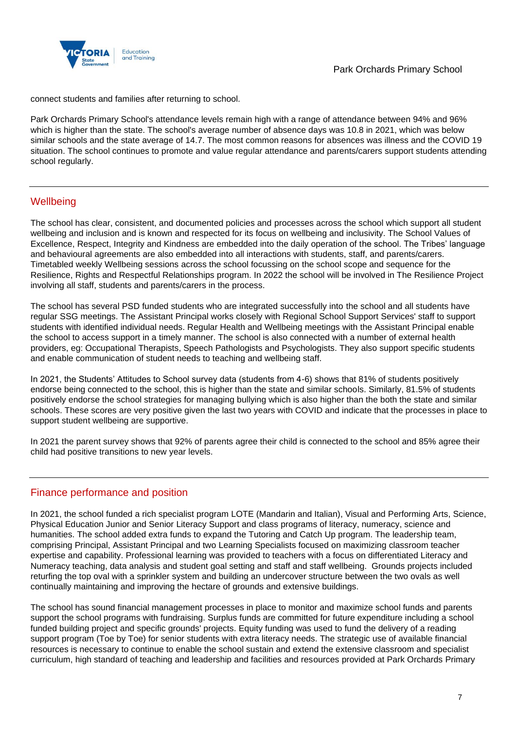connect students and families after returning to school.

Park Orchards Primary School's attendance levels remain high with a range of attendance between 94% and 96% which is higher than the state. The school's average number of absence days was 10.8 in 2021, which was below similar schools and the state average of 14.7. The most common reasons for absences was illness and the COVID 19 situation. The school continues to promote and value regular attendance and parents/carers support students attending school regularly.

## Wellbeing

The school has clear, consistent, and documented policies and processes across the school which support all student wellbeing and inclusion and is known and respected for its focus on wellbeing and inclusivity. The School Values of Excellence, Respect, Integrity and Kindness are embedded into the daily operation of the school. The Tribes' language and behavioural agreements are also embedded into all interactions with students, staff, and parents/carers. Timetabled weekly Wellbeing sessions across the school focussing on the school scope and sequence for the Resilience, Rights and Respectful Relationships program. In 2022 the school will be involved in The Resilience Project involving all staff, students and parents/carers in the process.

The school has several PSD funded students who are integrated successfully into the school and all students have regular SSG meetings. The Assistant Principal works closely with Regional School Support Services' staff to support students with identified individual needs. Regular Health and Wellbeing meetings with the Assistant Principal enable the school to access support in a timely manner. The school is also connected with a number of external health providers, eg: Occupational Therapists, Speech Pathologists and Psychologists. They also support specific students and enable communication of student needs to teaching and wellbeing staff.

In 2021, the Students' Attitudes to School survey data (students from 4-6) shows that 81% of students positively endorse being connected to the school, this is higher than the state and similar schools. Similarly, 81.5% of students positively endorse the school strategies for managing bullying which is also higher than the both the state and similar schools. These scores are very positive given the last two years with COVID and indicate that the processes in place to support student wellbeing are supportive.

In 2021 the parent survey shows that 92% of parents agree their child is connected to the school and 85% agree their child had positive transitions to new year levels.

## Finance performance and position

In 2021, the school funded a rich specialist program LOTE (Mandarin and Italian), Visual and Performing Arts, Science, Physical Education Junior and Senior Literacy Support and class programs of literacy, numeracy, science and humanities. The school added extra funds to expand the Tutoring and Catch Up program. The leadership team, comprising Principal, Assistant Principal and two Learning Specialists focused on maximizing classroom teacher expertise and capability. Professional learning was provided to teachers with a focus on differentiated Literacy and Numeracy teaching, data analysis and student goal setting and staff and staff wellbeing. Grounds projects included returfing the top oval with a sprinkler system and building an undercover structure between the two ovals as well continually maintaining and improving the hectare of grounds and extensive buildings.

The school has sound financial management processes in place to monitor and maximize school funds and parents support the school programs with fundraising. Surplus funds are committed for future expenditure including a school funded building project and specific grounds' projects. Equity funding was used to fund the delivery of a reading support program (Toe by Toe) for senior students with extra literacy needs. The strategic use of available financial resources is necessary to continue to enable the school sustain and extend the extensive classroom and specialist curriculum, high standard of teaching and leadership and facilities and resources provided at Park Orchards Primary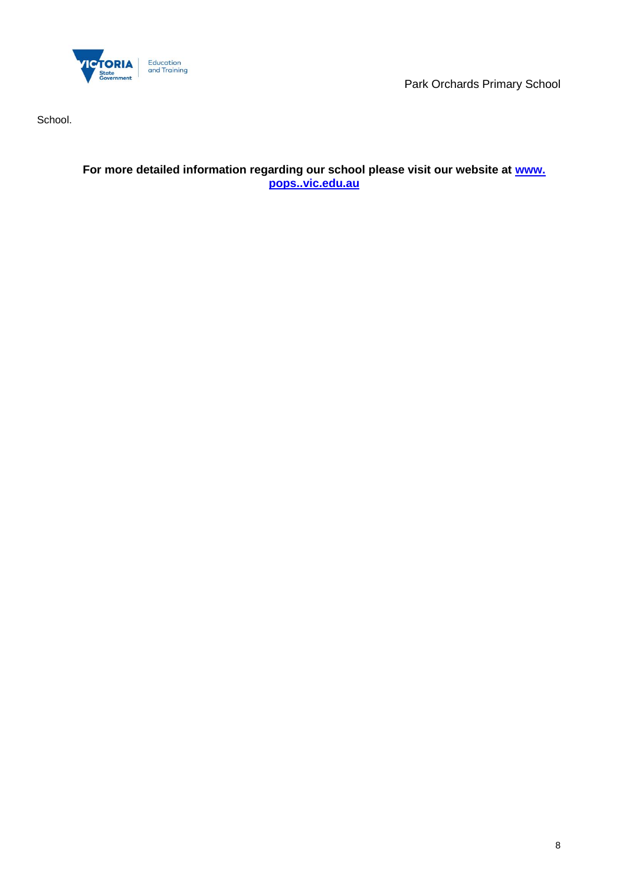School.

**For more detailed information regarding our school please visit our website at [www. pops..vic.edu.au](www.pops..vic.edu.au)**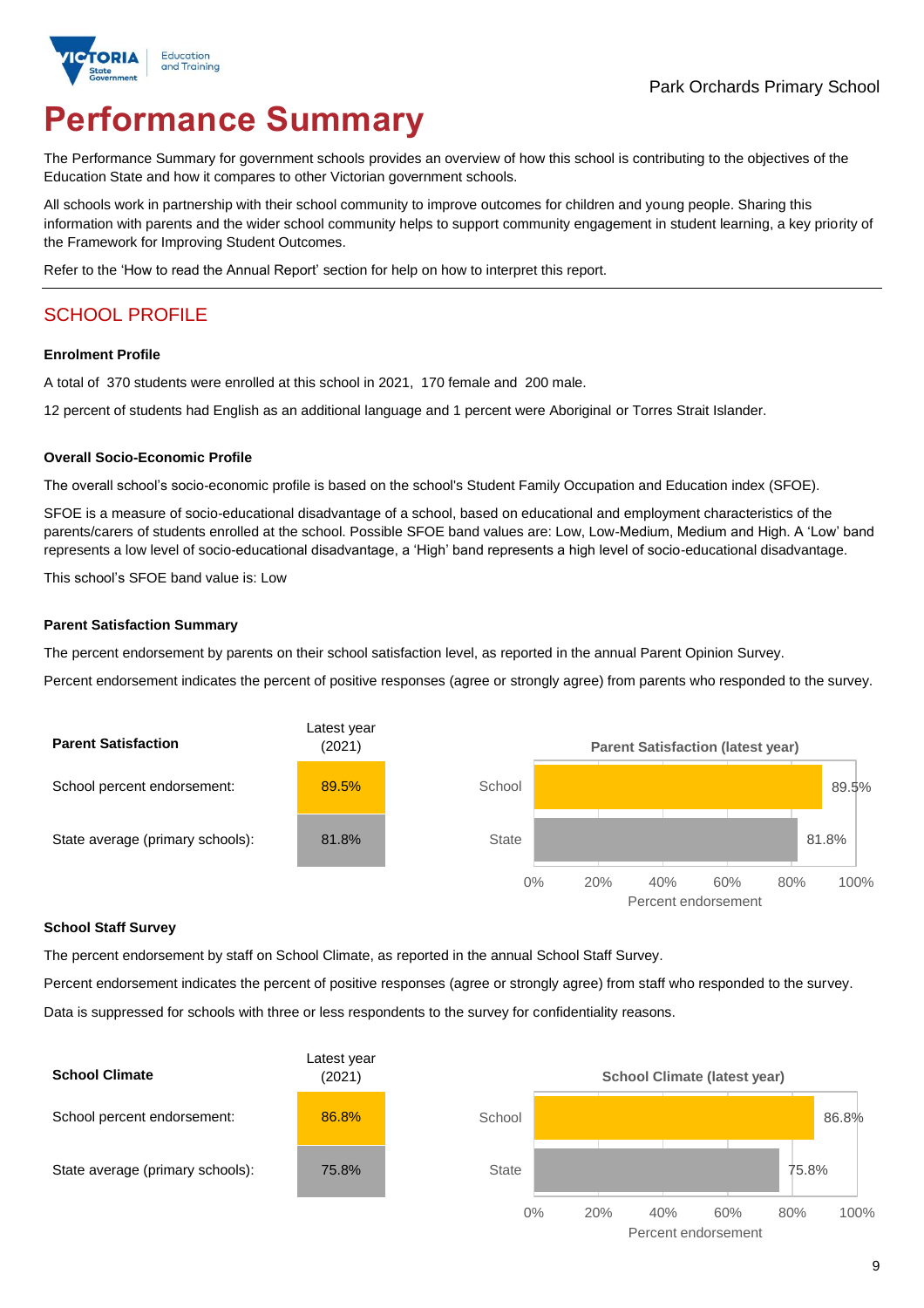Park Orchards Primary School

# Performance Summary

The Performance Summary for government schools provides an overview of how this school is contributing to the objectives of the Education State and how it compares to other Victorian government schools.

All schools work in partnership with their school community to improve outcomes for children and young people. Sharing this information with parents and the wider school community helps to support community engagement in student learning, a key priority of the Framework for Improving Student Outcomes.

Refer to the 'How to read the Annual Report' section for help on how to interpret this report.

## SCHOOL PROFILE

### Enrolment Profile

A total of 370 students were enrolled at this school in 2021, 170 female and 200 male.

12 percent of students had English as an additional language and 1 percent were Aboriginal or Torres Strait Islander.

### Overall Socio-Economic Profile

The overall school's socio-economic profile is based on the school's Student Family Occupation and Education index (SFOE).

SFOE is a measure of socio-educational disadvantage of a school, based on educational and employment characteristics of the parents/carers of students enrolled at the school. Possible SFOE band values are: Low, Low-Medium, Medium and High. A 'Low' band represents a low level of socio-educational disadvantage, a 'High' band represents a high level of socio-educational disadvantage.

This school's SFOE band value is: Low

### Parent Satisfaction Summary

The percent endorsement by parents on their school satisfaction level, as reported in the annual Parent Opinion Survey.

Percent endorsement indicates the percent of positive responses (agree or strongly agree) from parents who responded to the survey.

| Parent Satisfaction | Latest year (2021) |
|---|---|
| School percent endorsement: | 89.5% |
| State average (primary schools): | 81.8% |

**Parent Satisfaction (latest year)**

| | Percent endorsement |
|---|---|
| School | 89.5% |
| State | 81.8% |

### School Staff Survey

The percent endorsement by staff on School Climate, as reported in the annual School Staff Survey.

Percent endorsement indicates the percent of positive responses (agree or strongly agree) from staff who responded to the survey.

Data is suppressed for schools with three or less respondents to the survey for confidentiality reasons.

| School Climate | Latest year (2021) |
|---|---|
| School percent endorsement: | 86.8% |
| State average (primary schools): | 75.8% |

**School Climate (latest year)**

| | Percent endorsement |
|---|---|
| School | 86.8% |
| State | 75.8% |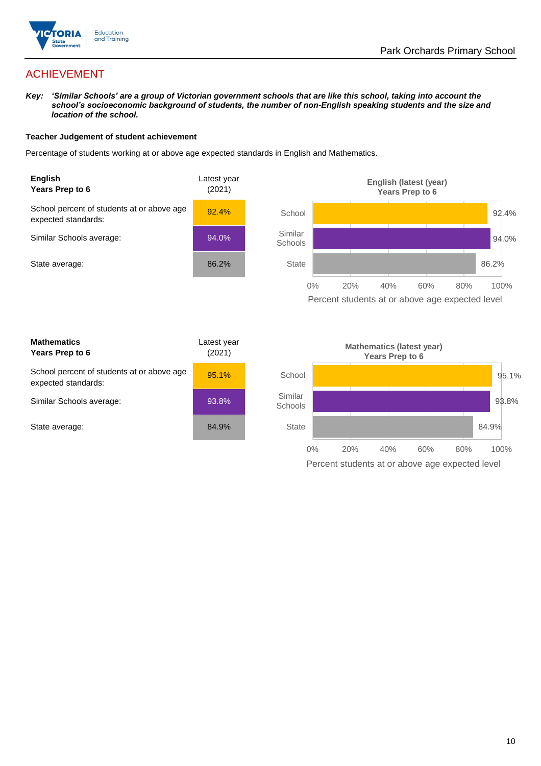# ACHIEVEMENT

***Key:*** ***'Similar Schools' are a group of Victorian government schools that are like this school, taking into account the school's socioeconomic background of students, the number of non-English speaking students and the size and location of the school.***

**Teacher Judgement of student achievement**

Percentage of students working at or above age expected standards in English and Mathematics.

| **English Years Prep to 6** | Latest year (2021) |
|---|---|
| School percent of students at or above age expected standards: | 92.4% |
| Similar Schools average: | 94.0% |
| State average: | 86.2% |

**English (latest (year) Years Prep to 6**

| | Percent students at or above age expected level |
|---|---|
| School | 92.4% |
| Similar Schools | 94.0% |
| State | 86.2% |

| **Mathematics Years Prep to 6** | Latest year (2021) |
|---|---|
| School percent of students at or above age expected standards: | 95.1% |
| Similar Schools average: | 93.8% |
| State average: | 84.9% |

**Mathematics (latest year) Years Prep to 6**

| | Percent students at or above age expected level |
|---|---|
| School | 95.1% |
| Similar Schools | 93.8% |
| State | 84.9% |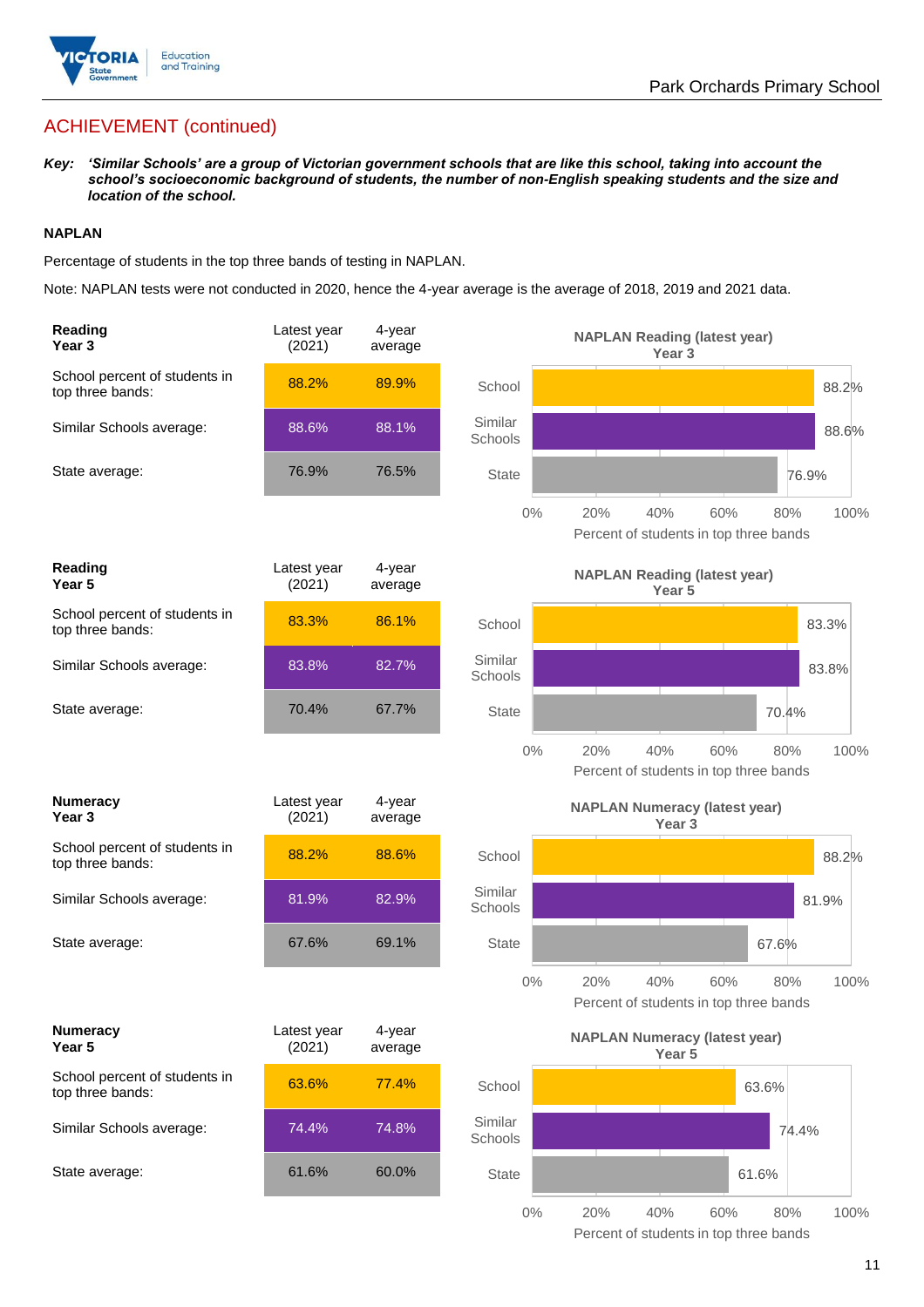## ACHIEVEMENT (continued)

***Key:*** ***'Similar Schools' are a group of Victorian government schools that are like this school, taking into account the school's socioeconomic background of students, the number of non-English speaking students and the size and location of the school.***

### NAPLAN

Percentage of students in the top three bands of testing in NAPLAN.

Note: NAPLAN tests were not conducted in 2020, hence the 4-year average is the average of 2018, 2019 and 2021 data.

| **Reading Year 3** | Latest year (2021) | 4-year average |
|---|---|---|
| School percent of students in top three bands: | 88.2% | 89.9% |
| Similar Schools average: | 88.6% | 88.1% |
| State average: | 76.9% | 76.5% |

**NAPLAN Reading (latest year) Year 3**

| | Percent of students in top three bands |
|---|---|
| School | 88.2% |
| Similar Schools | 88.6% |
| State | 76.9% |

| **Reading Year 5** | Latest year (2021) | 4-year average |
|---|---|---|
| School percent of students in top three bands: | 83.3% | 86.1% |
| Similar Schools average: | 83.8% | 82.7% |
| State average: | 70.4% | 67.7% |

**NAPLAN Reading (latest year) Year 5**

| | Percent of students in top three bands |
|---|---|
| School | 83.3% |
| Similar Schools | 83.8% |
| State | 70.4% |

| **Numeracy Year 3** | Latest year (2021) | 4-year average |
|---|---|---|
| School percent of students in top three bands: | 88.2% | 88.6% |
| Similar Schools average: | 81.9% | 82.9% |
| State average: | 67.6% | 69.1% |

**NAPLAN Numeracy (latest year) Year 3**

| | Percent of students in top three bands |
|---|---|
| School | 88.2% |
| Similar Schools | 81.9% |
| State | 67.6% |

| **Numeracy Year 5** | Latest year (2021) | 4-year average |
|---|---|---|
| School percent of students in top three bands: | 63.6% | 77.4% |
| Similar Schools average: | 74.4% | 74.8% |
| State average: | 61.6% | 60.0% |

**NAPLAN Numeracy (latest year) Year 5**

| | Percent of students in top three bands |
|---|---|
| School | 63.6% |
| Similar Schools | 74.4% |
| State | 61.6% |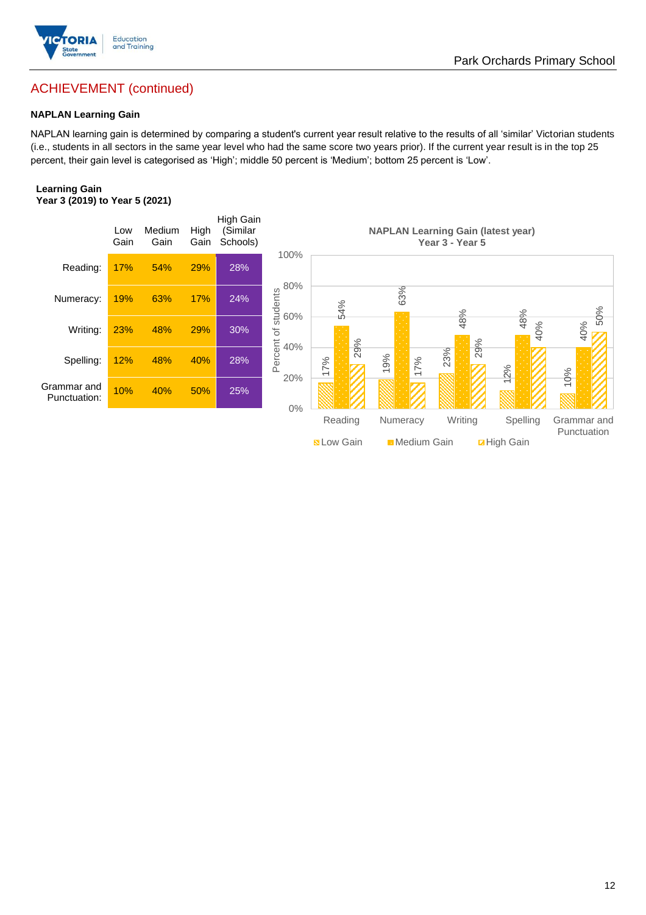## ACHIEVEMENT (continued)

**NAPLAN Learning Gain**

NAPLAN learning gain is determined by comparing a student's current year result relative to the results of all 'similar' Victorian students (i.e., students in all sectors in the same year level who had the same score two years prior). If the current year result is in the top 25 percent, their gain level is categorised as 'High'; middle 50 percent is 'Medium'; bottom 25 percent is 'Low'.

**Learning Gain**
**Year 3 (2019) to Year 5 (2021)**

| | Low Gain | Medium Gain | High Gain | High Gain (Similar Schools) |
|---|---|---|---|---|
| Reading: | 17% | 54% | 29% | 28% |
| Numeracy: | 19% | 63% | 17% | 24% |
| Writing: | 23% | 48% | 29% | 30% |
| Spelling: | 12% | 48% | 40% | 28% |
| Grammar and Punctuation: | 10% | 40% | 50% | 25% |

**NAPLAN Learning Gain (latest year)**
**Year 3 - Year 5**

| | Low Gain | Medium Gain | High Gain |
|---|---|---|---|
| Reading | 17% | 54% | 29% |
| Numeracy | 19% | 63% | 17% |
| Writing | 23% | 48% | 29% |
| Spelling | 12% | 48% | 40% |
| Grammar and Punctuation | 10% | 40% | 50% |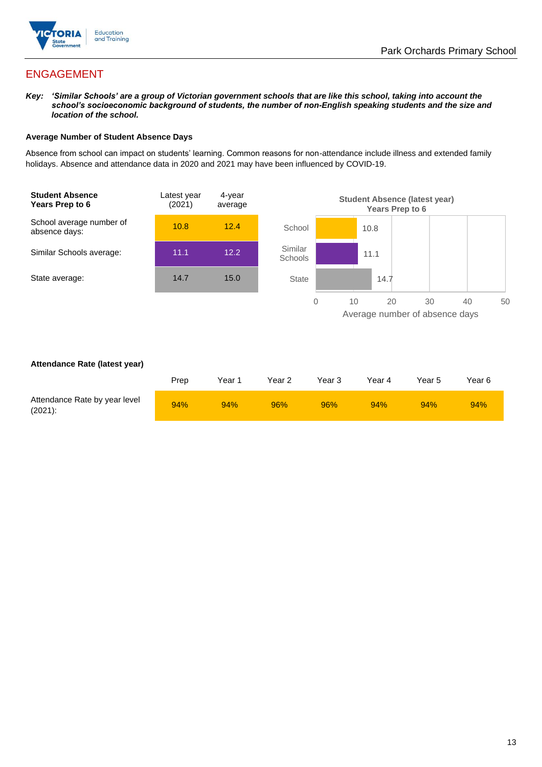## ENGAGEMENT

***Key:** 'Similar Schools' are a group of Victorian government schools that are like this school, taking into account the school's socioeconomic background of students, the number of non-English speaking students and the size and location of the school.*

### Average Number of Student Absence Days

Absence from school can impact on students' learning. Common reasons for non-attendance include illness and extended family holidays. Absence and attendance data in 2020 and 2021 may have been influenced by COVID-19.

| **Student Absence Years Prep to 6** | Latest year (2021) | 4-year average |
|---|---|---|
| School average number of absence days: | 10.8 | 12.4 |
| Similar Schools average: | 11.1 | 12.2 |
| State average: | 14.7 | 15.0 |

**Student Absence (latest year) Years Prep to 6**

| | Average number of absence days |
|---|---|
| School | 10.8 |
| Similar Schools | 11.1 |
| State | 14.7 |

### Attendance Rate (latest year)

| | Prep | Year 1 | Year 2 | Year 3 | Year 4 | Year 5 | Year 6 |
|---|---|---|---|---|---|---|---|
| Attendance Rate by year level (2021): | 94% | 94% | 96% | 96% | 94% | 94% | 94% |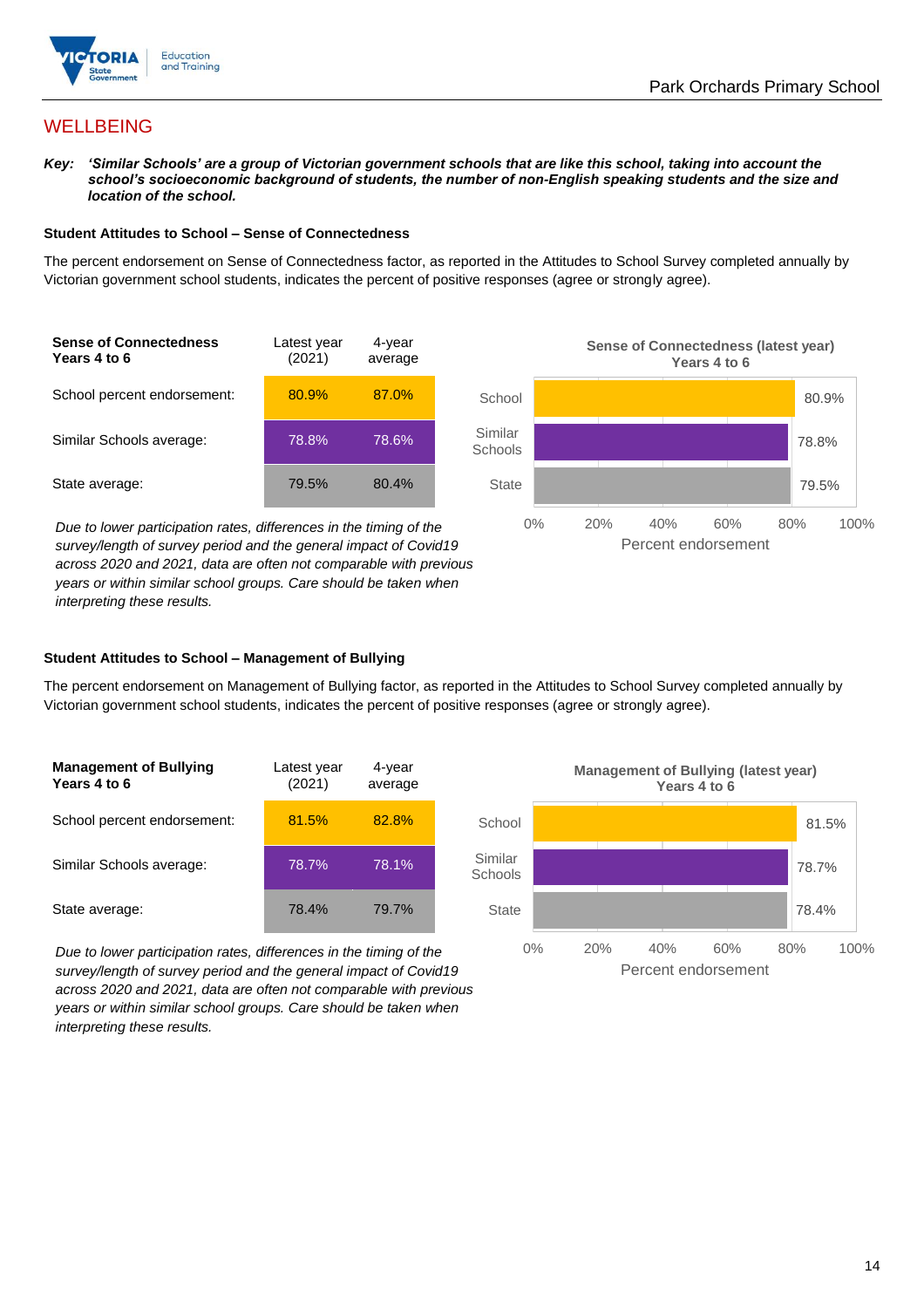## WELLBEING

***Key:*** ***'Similar Schools' are a group of Victorian government schools that are like this school, taking into account the school's socioeconomic background of students, the number of non-English speaking students and the size and location of the school.***

### Student Attitudes to School – Sense of Connectedness

The percent endorsement on Sense of Connectedness factor, as reported in the Attitudes to School Survey completed annually by Victorian government school students, indicates the percent of positive responses (agree or strongly agree).

| Sense of Connectedness Years 4 to 6 | Latest year (2021) | 4-year average |
|---|---|---|
| School percent endorsement: | 80.9% | 87.0% |
| Similar Schools average: | 78.8% | 78.6% |
| State average: | 79.5% | 80.4% |

*Due to lower participation rates, differences in the timing of the survey/length of survey period and the general impact of Covid19 across 2020 and 2021, data are often not comparable with previous years or within similar school groups. Care should be taken when interpreting these results.*

**Sense of Connectedness (latest year) Years 4 to 6**

| | Percent endorsement |
|---|---|
| School | 80.9% |
| Similar Schools | 78.8% |
| State | 79.5% |

### Student Attitudes to School – Management of Bullying

The percent endorsement on Management of Bullying factor, as reported in the Attitudes to School Survey completed annually by Victorian government school students, indicates the percent of positive responses (agree or strongly agree).

| Management of Bullying Years 4 to 6 | Latest year (2021) | 4-year average |
|---|---|---|
| School percent endorsement: | 81.5% | 82.8% |
| Similar Schools average: | 78.7% | 78.1% |
| State average: | 78.4% | 79.7% |

*Due to lower participation rates, differences in the timing of the survey/length of survey period and the general impact of Covid19 across 2020 and 2021, data are often not comparable with previous years or within similar school groups. Care should be taken when interpreting these results.*

**Management of Bullying (latest year) Years 4 to 6**

| | Percent endorsement |
|---|---|
| School | 81.5% |
| Similar Schools | 78.7% |
| State | 78.4% |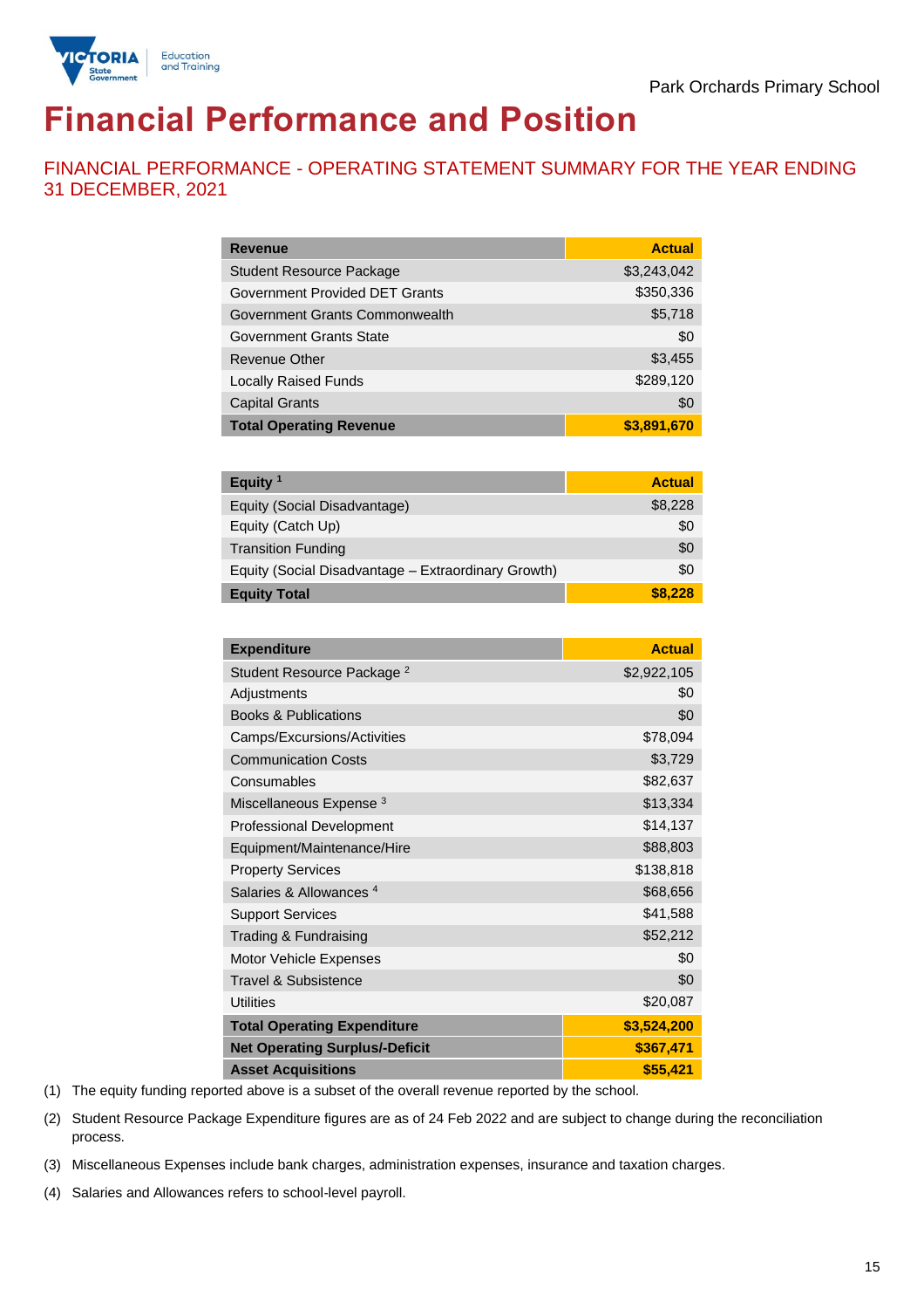Park Orchards Primary School

# Financial Performance and Position

## FINANCIAL PERFORMANCE - OPERATING STATEMENT SUMMARY FOR THE YEAR ENDING 31 DECEMBER, 2021

| Revenue | Actual |
|---|---|
| Student Resource Package | $3,243,042 |
| Government Provided DET Grants | $350,336 |
| Government Grants Commonwealth | $5,718 |
| Government Grants State | $0 |
| Revenue Other | $3,455 |
| Locally Raised Funds | $289,120 |
| Capital Grants | $0 |
| **Total Operating Revenue** | **$3,891,670** |

| Equity [1] | Actual |
|---|---|
| Equity (Social Disadvantage) | $8,228 |
| Equity (Catch Up) | $0 |
| Transition Funding | $0 |
| Equity (Social Disadvantage – Extraordinary Growth) | $0 |
| **Equity Total** | **$8,228** |

| Expenditure | Actual |
|---|---|
| Student Resource Package [2] | $2,922,105 |
| Adjustments | $0 |
| Books & Publications | $0 |
| Camps/Excursions/Activities | $78,094 |
| Communication Costs | $3,729 |
| Consumables | $82,637 |
| Miscellaneous Expense [3] | $13,334 |
| Professional Development | $14,137 |
| Equipment/Maintenance/Hire | $88,803 |
| Property Services | $138,818 |
| Salaries & Allowances [4] | $68,656 |
| Support Services | $41,588 |
| Trading & Fundraising | $52,212 |
| Motor Vehicle Expenses | $0 |
| Travel & Subsistence | $0 |
| Utilities | $20,087 |
| **Total Operating Expenditure** | **$3,524,200** |
| **Net Operating Surplus/-Deficit** | **$367,471** |
| **Asset Acquisitions** | **$55,421** |

(1) The equity funding reported above is a subset of the overall revenue reported by the school.

(2) Student Resource Package Expenditure figures are as of 24 Feb 2022 and are subject to change during the reconciliation process.

(3) Miscellaneous Expenses include bank charges, administration expenses, insurance and taxation charges.

(4) Salaries and Allowances refers to school-level payroll.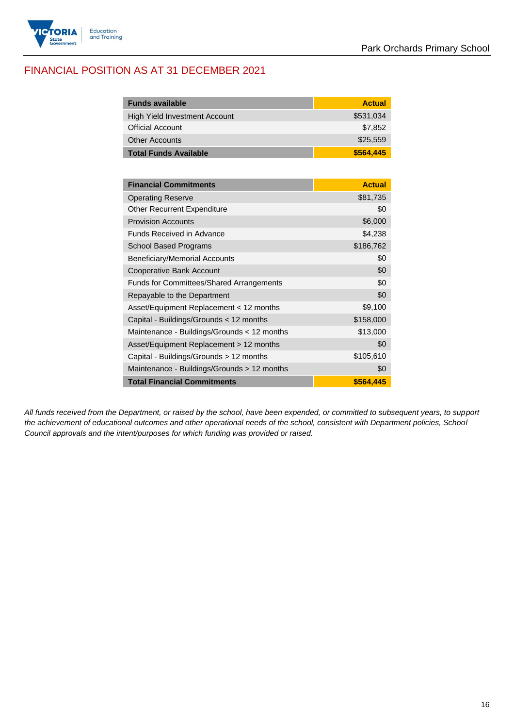# FINANCIAL POSITION AS AT 31 DECEMBER 2021

| Funds available | Actual |
|---|---|
| High Yield Investment Account | $531,034 |
| Official Account | $7,852 |
| Other Accounts | $25,559 |
| **Total Funds Available** | **$564,445** |

| Financial Commitments | Actual |
|---|---|
| Operating Reserve | $81,735 |
| Other Recurrent Expenditure | $0 |
| Provision Accounts | $6,000 |
| Funds Received in Advance | $4,238 |
| School Based Programs | $186,762 |
| Beneficiary/Memorial Accounts | $0 |
| Cooperative Bank Account | $0 |
| Funds for Committees/Shared Arrangements | $0 |
| Repayable to the Department | $0 |
| Asset/Equipment Replacement < 12 months | $9,100 |
| Capital - Buildings/Grounds < 12 months | $158,000 |
| Maintenance - Buildings/Grounds < 12 months | $13,000 |
| Asset/Equipment Replacement > 12 months | $0 |
| Capital - Buildings/Grounds > 12 months | $105,610 |
| Maintenance - Buildings/Grounds > 12 months | $0 |
| **Total Financial Commitments** | **$564,445** |

*All funds received from the Department, or raised by the school, have been expended, or committed to subsequent years, to support the achievement of educational outcomes and other operational needs of the school, consistent with Department policies, School Council approvals and the intent/purposes for which funding was provided or raised.*